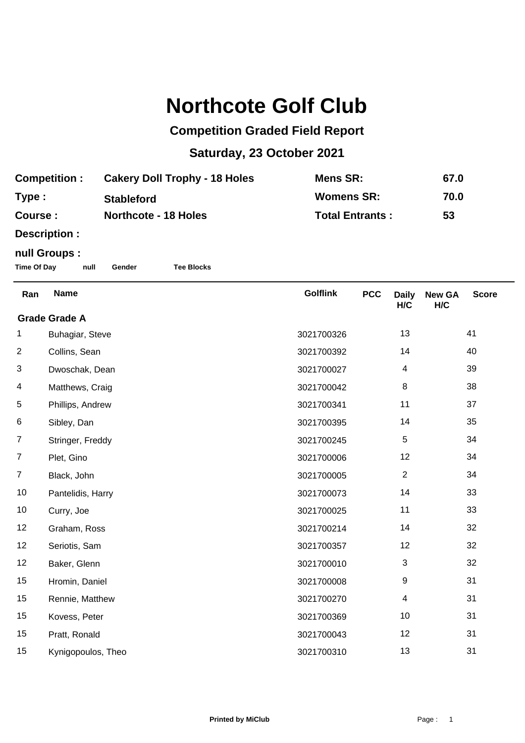# Northcote Golf Club

## Competition Graded Field Report

## Saturday, 23 October 2021

| | | | |
|---|---|---|---|
| **Competition :** | **Cakery Doll Trophy - 18 Holes** | **Mens SR:** | **67.0** |
| **Type :** | **Stableford** | **Womens SR:** | **70.0** |
| **Course :** | **Northcote - 18 Holes** | **Total Entrants :** | **53** |
| **Description :** | | | |

**null Groups :**

**Time Of Day** **null** **Gender** **Tee Blocks**

| Ran | Name | Golflink | PCC | Daily H/C | New GA H/C | Score |
|---|---|---|---|---|---|---|
| **Grade Grade A** | | | | | | |
| 1 | Buhagiar, Steve | 3021700326 | | 13 | | 41 |
| 2 | Collins, Sean | 3021700392 | | 14 | | 40 |
| 3 | Dwoschak, Dean | 3021700027 | | 4 | | 39 |
| 4 | Matthews, Craig | 3021700042 | | 8 | | 38 |
| 5 | Phillips, Andrew | 3021700341 | | 11 | | 37 |
| 6 | Sibley, Dan | 3021700395 | | 14 | | 35 |
| 7 | Stringer, Freddy | 3021700245 | | 5 | | 34 |
| 7 | Plet, Gino | 3021700006 | | 12 | | 34 |
| 7 | Black, John | 3021700005 | | 2 | | 34 |
| 10 | Pantelidis, Harry | 3021700073 | | 14 | | 33 |
| 10 | Curry, Joe | 3021700025 | | 11 | | 33 |
| 12 | Graham, Ross | 3021700214 | | 14 | | 32 |
| 12 | Seriotis, Sam | 3021700357 | | 12 | | 32 |
| 12 | Baker, Glenn | 3021700010 | | 3 | | 32 |
| 15 | Hromin, Daniel | 3021700008 | | 9 | | 31 |
| 15 | Rennie, Matthew | 3021700270 | | 4 | | 31 |
| 15 | Kovess, Peter | 3021700369 | | 10 | | 31 |
| 15 | Pratt, Ronald | 3021700043 | | 12 | | 31 |
| 15 | Kynigopoulos, Theo | 3021700310 | | 13 | | 31 |

**Printed by MiClub**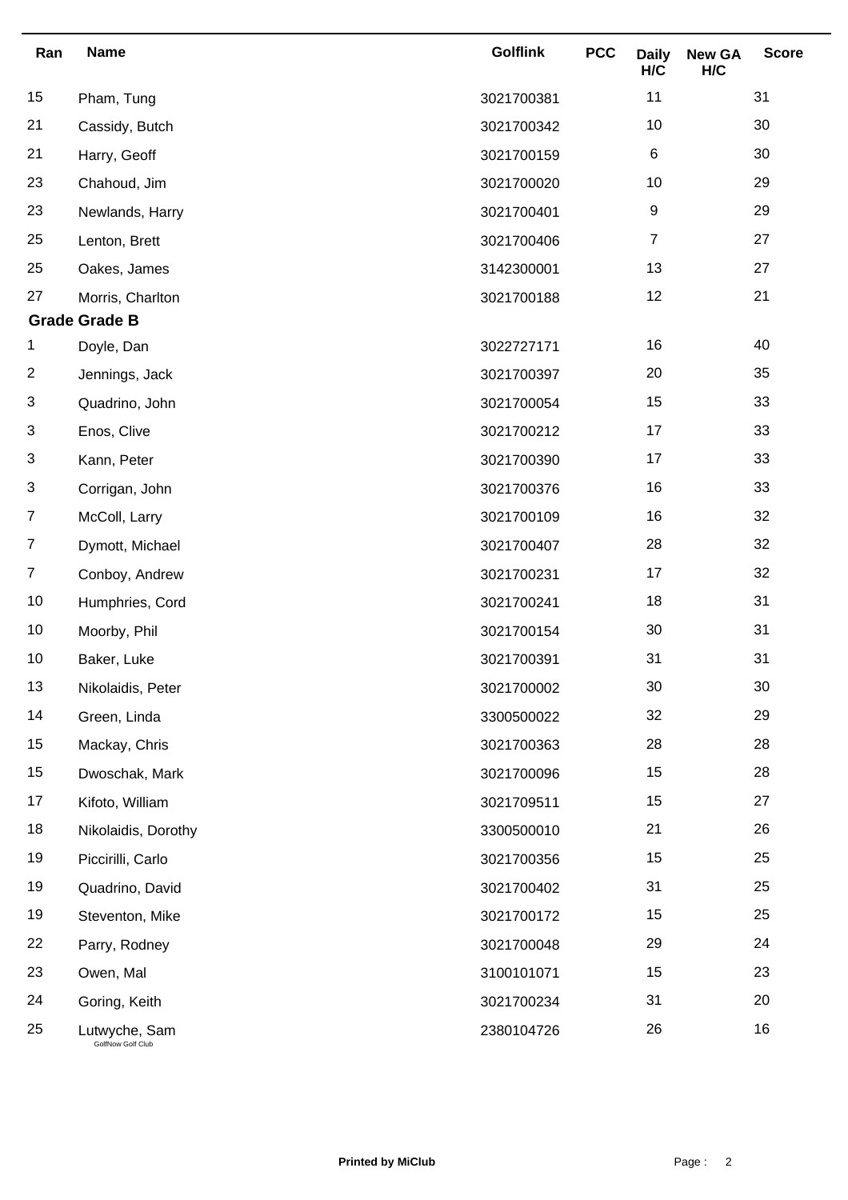| Ran | Name | Golflink | PCC | Daily H/C | New GA H/C | Score |
|---|---|---|---|---|---|---|
| 15 | Pham, Tung | 3021700381 | | 11 | | 31 |
| 21 | Cassidy, Butch | 3021700342 | | 10 | | 30 |
| 21 | Harry, Geoff | 3021700159 | | 6 | | 30 |
| 23 | Chahoud, Jim | 3021700020 | | 10 | | 29 |
| 23 | Newlands, Harry | 3021700401 | | 9 | | 29 |
| 25 | Lenton, Brett | 3021700406 | | 7 | | 27 |
| 25 | Oakes, James | 3142300001 | | 13 | | 27 |
| 27 | Morris, Charlton | 3021700188 | | 12 | | 21 |
| **Grade Grade B** | | | | | | |
| 1 | Doyle, Dan | 3022727171 | | 16 | | 40 |
| 2 | Jennings, Jack | 3021700397 | | 20 | | 35 |
| 3 | Quadrino, John | 3021700054 | | 15 | | 33 |
| 3 | Enos, Clive | 3021700212 | | 17 | | 33 |
| 3 | Kann, Peter | 3021700390 | | 17 | | 33 |
| 3 | Corrigan, John | 3021700376 | | 16 | | 33 |
| 7 | McColl, Larry | 3021700109 | | 16 | | 32 |
| 7 | Dymott, Michael | 3021700407 | | 28 | | 32 |
| 7 | Conboy, Andrew | 3021700231 | | 17 | | 32 |
| 10 | Humphries, Cord | 3021700241 | | 18 | | 31 |
| 10 | Moorby, Phil | 3021700154 | | 30 | | 31 |
| 10 | Baker, Luke | 3021700391 | | 31 | | 31 |
| 13 | Nikolaidis, Peter | 3021700002 | | 30 | | 30 |
| 14 | Green, Linda | 3300500022 | | 32 | | 29 |
| 15 | Mackay, Chris | 3021700363 | | 28 | | 28 |
| 15 | Dwoschak, Mark | 3021700096 | | 15 | | 28 |
| 17 | Kifoto, William | 3021709511 | | 15 | | 27 |
| 18 | Nikolaidis, Dorothy | 3300500010 | | 21 | | 26 |
| 19 | Piccirilli, Carlo | 3021700356 | | 15 | | 25 |
| 19 | Quadrino, David | 3021700402 | | 31 | | 25 |
| 19 | Steventon, Mike | 3021700172 | | 15 | | 25 |
| 22 | Parry, Rodney | 3021700048 | | 29 | | 24 |
| 23 | Owen, Mal | 3100101071 | | 15 | | 23 |
| 24 | Goring, Keith | 3021700234 | | 31 | | 20 |
| 25 | Lutwyche, Sam (GolfNow Golf Club) | 2380104726 | | 26 | | 16 |

**Printed by MiClub**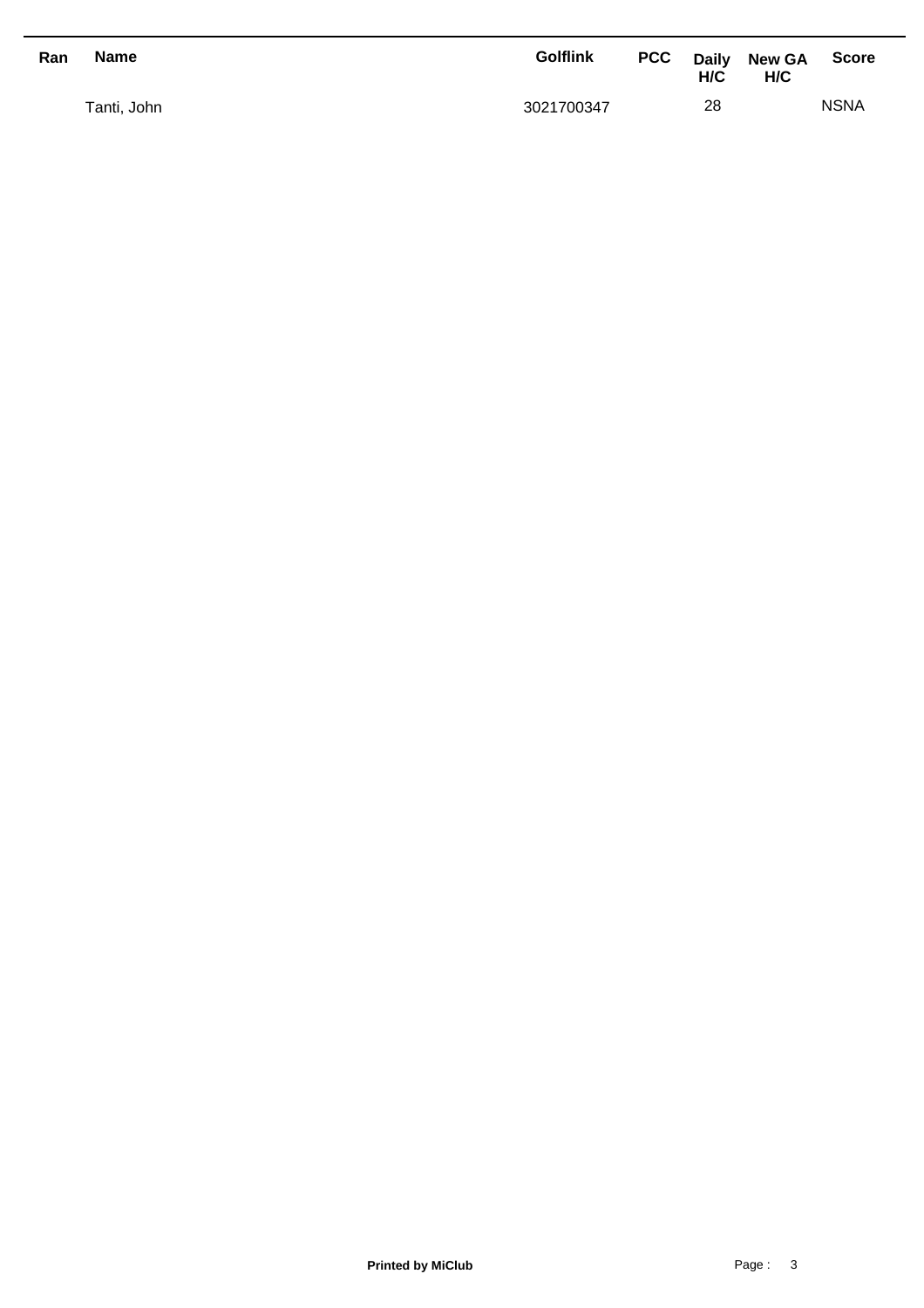| Ran | Name | Golflink | PCC | Daily H/C | New GA H/C | Score |
| --- | --- | --- | --- | --- | --- | --- |
| | Tanti, John | 3021700347 | | 28 | | NSNA |

**Printed by MiClub**